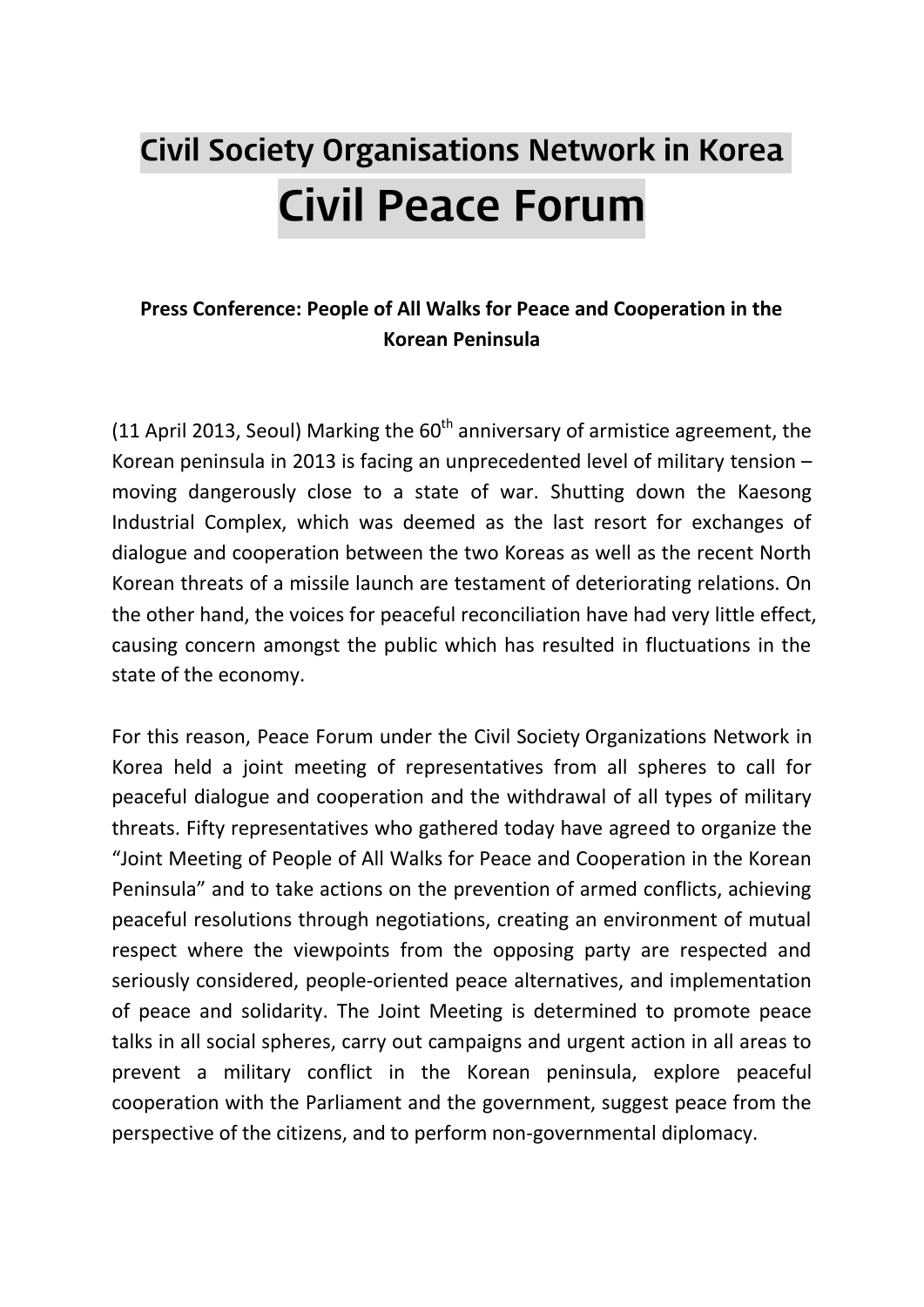# Civil Society Organisations Network in Korea

# Civil Peace Forum

**Press Conference: People of All Walks for Peace and Cooperation in the Korean Peninsula**

(11 April 2013, Seoul) Marking the 60th anniversary of armistice agreement, the Korean peninsula in 2013 is facing an unprecedented level of military tension – moving dangerously close to a state of war. Shutting down the Kaesong Industrial Complex, which was deemed as the last resort for exchanges of dialogue and cooperation between the two Koreas as well as the recent North Korean threats of a missile launch are testament of deteriorating relations. On the other hand, the voices for peaceful reconciliation have had very little effect, causing concern amongst the public which has resulted in fluctuations in the state of the economy.

For this reason, Peace Forum under the Civil Society Organizations Network in Korea held a joint meeting of representatives from all spheres to call for peaceful dialogue and cooperation and the withdrawal of all types of military threats. Fifty representatives who gathered today have agreed to organize the "Joint Meeting of People of All Walks for Peace and Cooperation in the Korean Peninsula" and to take actions on the prevention of armed conflicts, achieving peaceful resolutions through negotiations, creating an environment of mutual respect where the viewpoints from the opposing party are respected and seriously considered, people-oriented peace alternatives, and implementation of peace and solidarity. The Joint Meeting is determined to promote peace talks in all social spheres, carry out campaigns and urgent action in all areas to prevent a military conflict in the Korean peninsula, explore peaceful cooperation with the Parliament and the government, suggest peace from the perspective of the citizens, and to perform non-governmental diplomacy.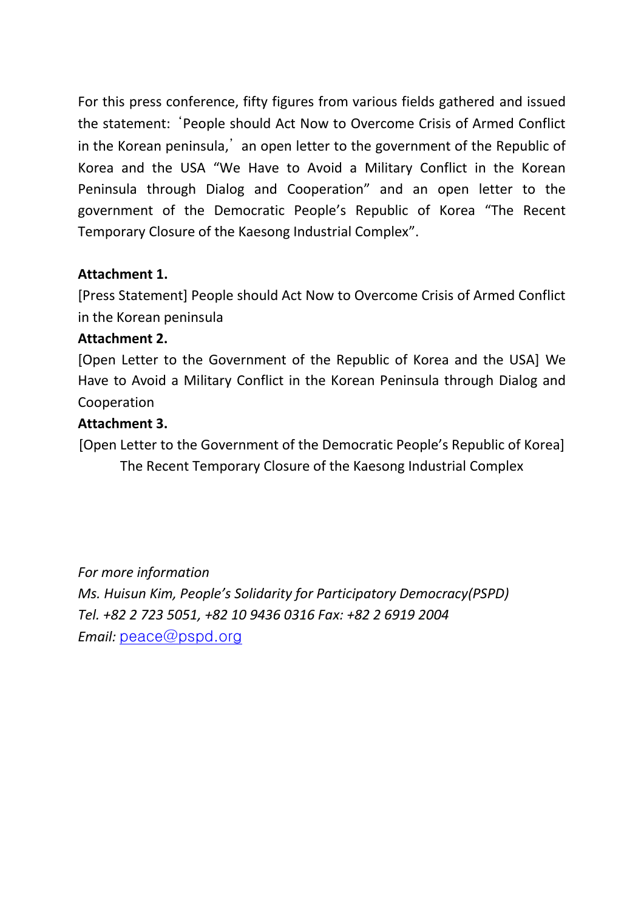For this press conference, fifty figures from various fields gathered and issued the statement: ‘People should Act Now to Overcome Crisis of Armed Conflict in the Korean peninsula,’ an open letter to the government of the Republic of Korea and the USA “We Have to Avoid a Military Conflict in the Korean Peninsula through Dialog and Cooperation” and an open letter to the government of the Democratic People’s Republic of Korea “The Recent Temporary Closure of the Kaesong Industrial Complex”.

**Attachment 1.**

[Press Statement] People should Act Now to Overcome Crisis of Armed Conflict in the Korean peninsula

**Attachment 2.**

[Open Letter to the Government of the Republic of Korea and the USA] We Have to Avoid a Military Conflict in the Korean Peninsula through Dialog and Cooperation

**Attachment 3.**

[Open Letter to the Government of the Democratic People’s Republic of Korea] The Recent Temporary Closure of the Kaesong Industrial Complex

*For more information*

*Ms. Huisun Kim, People’s Solidarity for Participatory Democracy(PSPD)*

*Tel. +82 2 723 5051, +82 10 9436 0316 Fax: +82 2 6919 2004*

*Email:* peace@pspd.org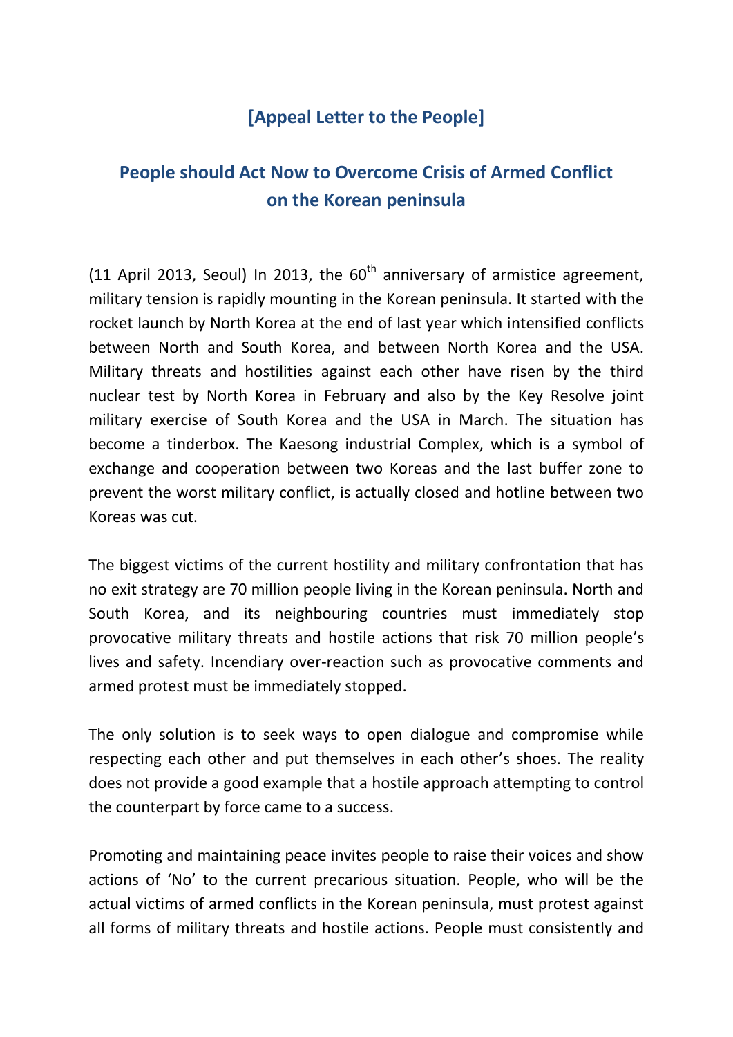## [Appeal Letter to the People]

## People should Act Now to Overcome Crisis of Armed Conflict on the Korean peninsula

(11 April 2013, Seoul) In 2013, the 60th anniversary of armistice agreement, military tension is rapidly mounting in the Korean peninsula. It started with the rocket launch by North Korea at the end of last year which intensified conflicts between North and South Korea, and between North Korea and the USA. Military threats and hostilities against each other have risen by the third nuclear test by North Korea in February and also by the Key Resolve joint military exercise of South Korea and the USA in March. The situation has become a tinderbox. The Kaesong industrial Complex, which is a symbol of exchange and cooperation between two Koreas and the last buffer zone to prevent the worst military conflict, is actually closed and hotline between two Koreas was cut.

The biggest victims of the current hostility and military confrontation that has no exit strategy are 70 million people living in the Korean peninsula. North and South Korea, and its neighbouring countries must immediately stop provocative military threats and hostile actions that risk 70 million people's lives and safety. Incendiary over-reaction such as provocative comments and armed protest must be immediately stopped.

The only solution is to seek ways to open dialogue and compromise while respecting each other and put themselves in each other's shoes. The reality does not provide a good example that a hostile approach attempting to control the counterpart by force came to a success.

Promoting and maintaining peace invites people to raise their voices and show actions of 'No' to the current precarious situation. People, who will be the actual victims of armed conflicts in the Korean peninsula, must protest against all forms of military threats and hostile actions. People must consistently and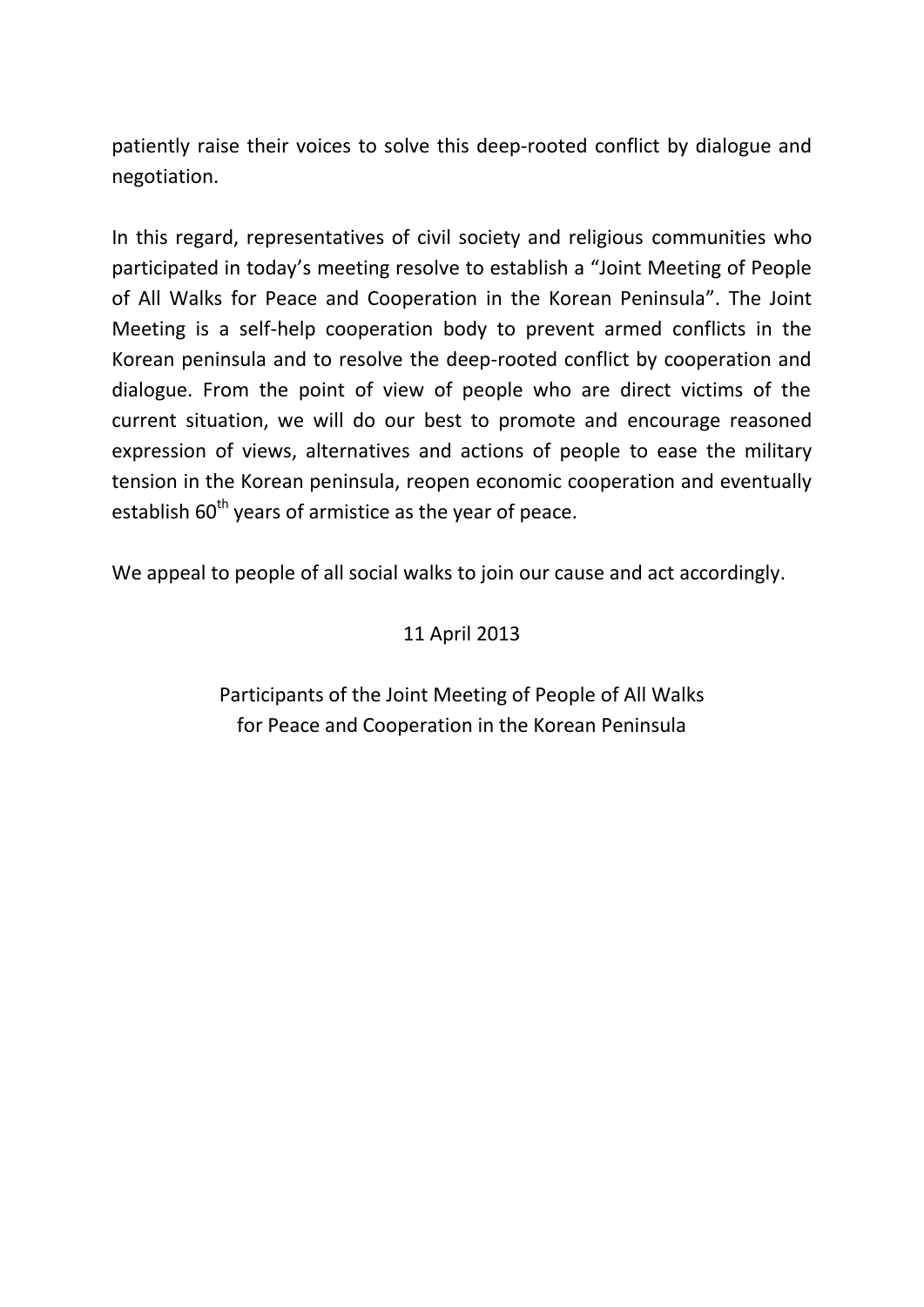patiently raise their voices to solve this deep-rooted conflict by dialogue and negotiation.

In this regard, representatives of civil society and religious communities who participated in today's meeting resolve to establish a "Joint Meeting of People of All Walks for Peace and Cooperation in the Korean Peninsula". The Joint Meeting is a self-help cooperation body to prevent armed conflicts in the Korean peninsula and to resolve the deep-rooted conflict by cooperation and dialogue. From the point of view of people who are direct victims of the current situation, we will do our best to promote and encourage reasoned expression of views, alternatives and actions of people to ease the military tension in the Korean peninsula, reopen economic cooperation and eventually establish 60th years of armistice as the year of peace.

We appeal to people of all social walks to join our cause and act accordingly.

11 April 2013

Participants of the Joint Meeting of People of All Walks for Peace and Cooperation in the Korean Peninsula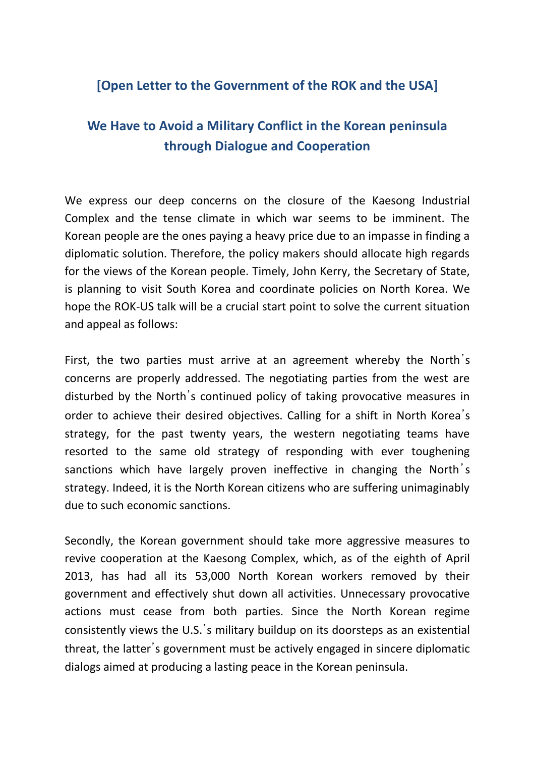## [Open Letter to the Government of the ROK and the USA]

## We Have to Avoid a Military Conflict in the Korean peninsula through Dialogue and Cooperation

We express our deep concerns on the closure of the Kaesong Industrial Complex and the tense climate in which war seems to be imminent. The Korean people are the ones paying a heavy price due to an impasse in finding a diplomatic solution. Therefore, the policy makers should allocate high regards for the views of the Korean people. Timely, John Kerry, the Secretary of State, is planning to visit South Korea and coordinate policies on North Korea. We hope the ROK-US talk will be a crucial start point to solve the current situation and appeal as follows:

First, the two parties must arrive at an agreement whereby the North's concerns are properly addressed. The negotiating parties from the west are disturbed by the North's continued policy of taking provocative measures in order to achieve their desired objectives. Calling for a shift in North Korea's strategy, for the past twenty years, the western negotiating teams have resorted to the same old strategy of responding with ever toughening sanctions which have largely proven ineffective in changing the North's strategy. Indeed, it is the North Korean citizens who are suffering unimaginably due to such economic sanctions.

Secondly, the Korean government should take more aggressive measures to revive cooperation at the Kaesong Complex, which, as of the eighth of April 2013, has had all its 53,000 North Korean workers removed by their government and effectively shut down all activities. Unnecessary provocative actions must cease from both parties. Since the North Korean regime consistently views the U.S.'s military buildup on its doorsteps as an existential threat, the latter's government must be actively engaged in sincere diplomatic dialogs aimed at producing a lasting peace in the Korean peninsula.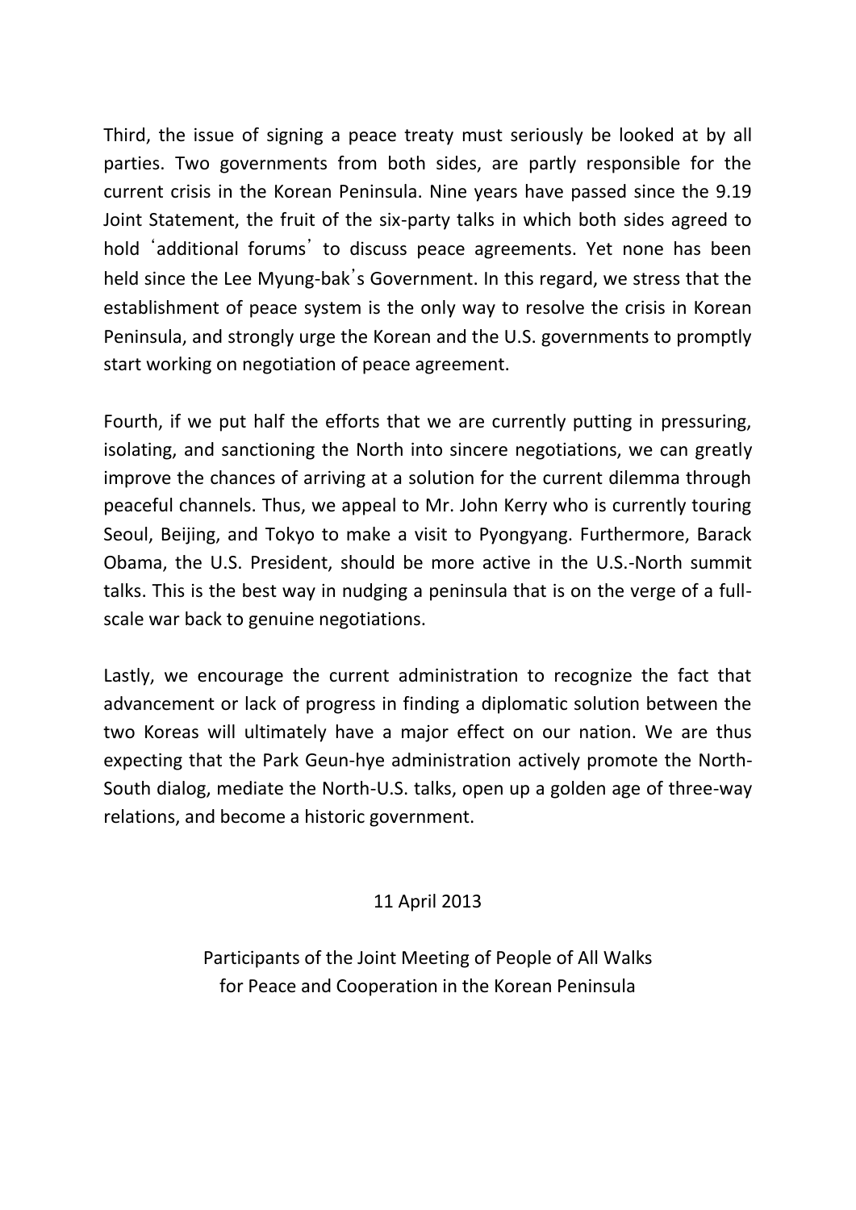Third, the issue of signing a peace treaty must seriously be looked at by all parties. Two governments from both sides, are partly responsible for the current crisis in the Korean Peninsula. Nine years have passed since the 9.19 Joint Statement, the fruit of the six-party talks in which both sides agreed to hold ʻadditional forumsʼ to discuss peace agreements. Yet none has been held since the Lee Myung-bakʼs Government. In this regard, we stress that the establishment of peace system is the only way to resolve the crisis in Korean Peninsula, and strongly urge the Korean and the U.S. governments to promptly start working on negotiation of peace agreement.

Fourth, if we put half the efforts that we are currently putting in pressuring, isolating, and sanctioning the North into sincere negotiations, we can greatly improve the chances of arriving at a solution for the current dilemma through peaceful channels. Thus, we appeal to Mr. John Kerry who is currently touring Seoul, Beijing, and Tokyo to make a visit to Pyongyang. Furthermore, Barack Obama, the U.S. President, should be more active in the U.S.-North summit talks. This is the best way in nudging a peninsula that is on the verge of a full-scale war back to genuine negotiations.

Lastly, we encourage the current administration to recognize the fact that advancement or lack of progress in finding a diplomatic solution between the two Koreas will ultimately have a major effect on our nation. We are thus expecting that the Park Geun-hye administration actively promote the North-South dialog, mediate the North-U.S. talks, open up a golden age of three-way relations, and become a historic government.

11 April 2013

Participants of the Joint Meeting of People of All Walks for Peace and Cooperation in the Korean Peninsula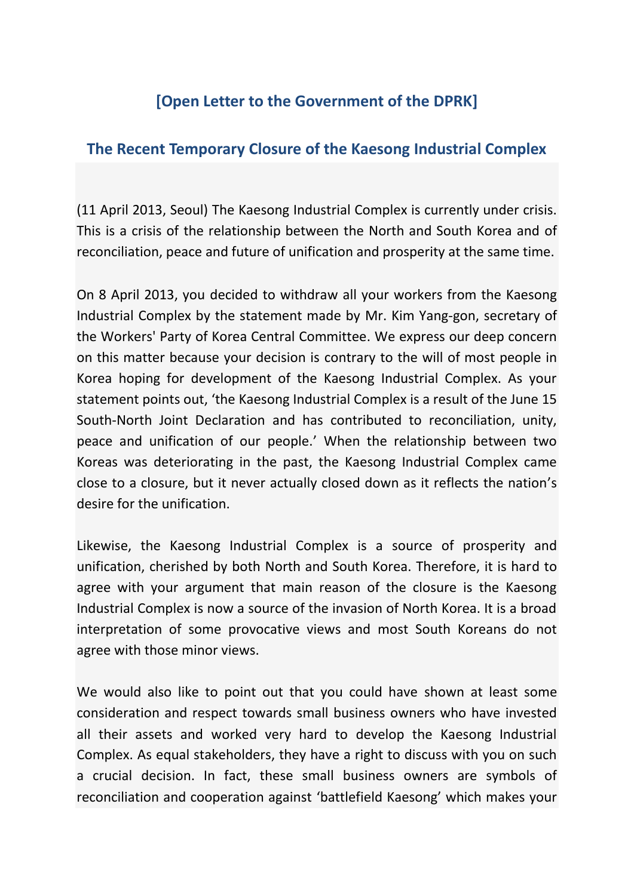## [Open Letter to the Government of the DPRK]

## The Recent Temporary Closure of the Kaesong Industrial Complex

(11 April 2013, Seoul) The Kaesong Industrial Complex is currently under crisis. This is a crisis of the relationship between the North and South Korea and of reconciliation, peace and future of unification and prosperity at the same time.

On 8 April 2013, you decided to withdraw all your workers from the Kaesong Industrial Complex by the statement made by Mr. Kim Yang-gon, secretary of the Workers' Party of Korea Central Committee. We express our deep concern on this matter because your decision is contrary to the will of most people in Korea hoping for development of the Kaesong Industrial Complex. As your statement points out, 'the Kaesong Industrial Complex is a result of the June 15 South-North Joint Declaration and has contributed to reconciliation, unity, peace and unification of our people.' When the relationship between two Koreas was deteriorating in the past, the Kaesong Industrial Complex came close to a closure, but it never actually closed down as it reflects the nation's desire for the unification.

Likewise, the Kaesong Industrial Complex is a source of prosperity and unification, cherished by both North and South Korea. Therefore, it is hard to agree with your argument that main reason of the closure is the Kaesong Industrial Complex is now a source of the invasion of North Korea. It is a broad interpretation of some provocative views and most South Koreans do not agree with those minor views.

We would also like to point out that you could have shown at least some consideration and respect towards small business owners who have invested all their assets and worked very hard to develop the Kaesong Industrial Complex. As equal stakeholders, they have a right to discuss with you on such a crucial decision. In fact, these small business owners are symbols of reconciliation and cooperation against 'battlefield Kaesong' which makes your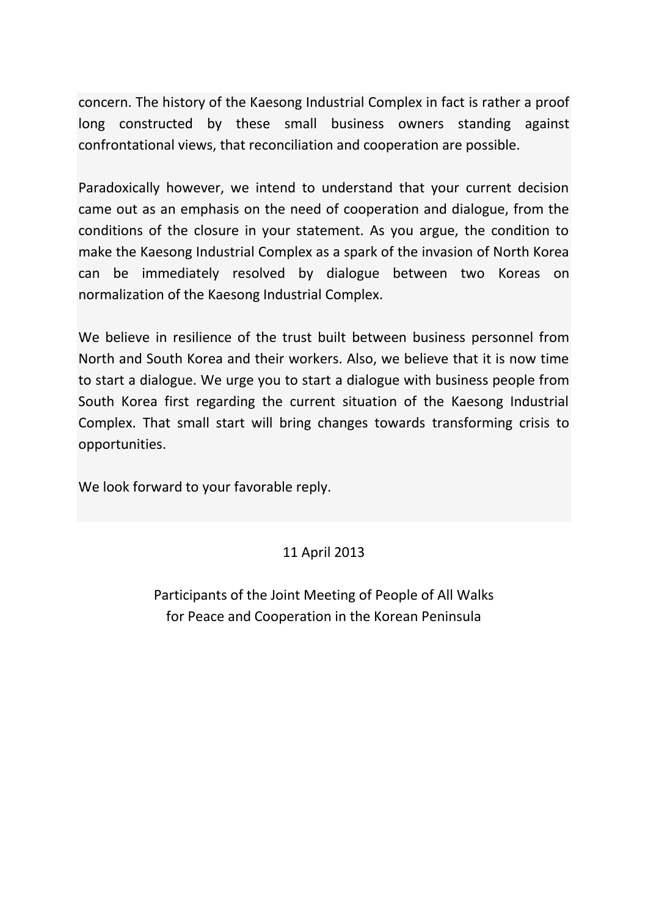concern. The history of the Kaesong Industrial Complex in fact is rather a proof long constructed by these small business owners standing against confrontational views, that reconciliation and cooperation are possible.

Paradoxically however, we intend to understand that your current decision came out as an emphasis on the need of cooperation and dialogue, from the conditions of the closure in your statement. As you argue, the condition to make the Kaesong Industrial Complex as a spark of the invasion of North Korea can be immediately resolved by dialogue between two Koreas on normalization of the Kaesong Industrial Complex.

We believe in resilience of the trust built between business personnel from North and South Korea and their workers. Also, we believe that it is now time to start a dialogue. We urge you to start a dialogue with business people from South Korea first regarding the current situation of the Kaesong Industrial Complex. That small start will bring changes towards transforming crisis to opportunities.

We look forward to your favorable reply.

11 April 2013

Participants of the Joint Meeting of People of All Walks for Peace and Cooperation in the Korean Peninsula